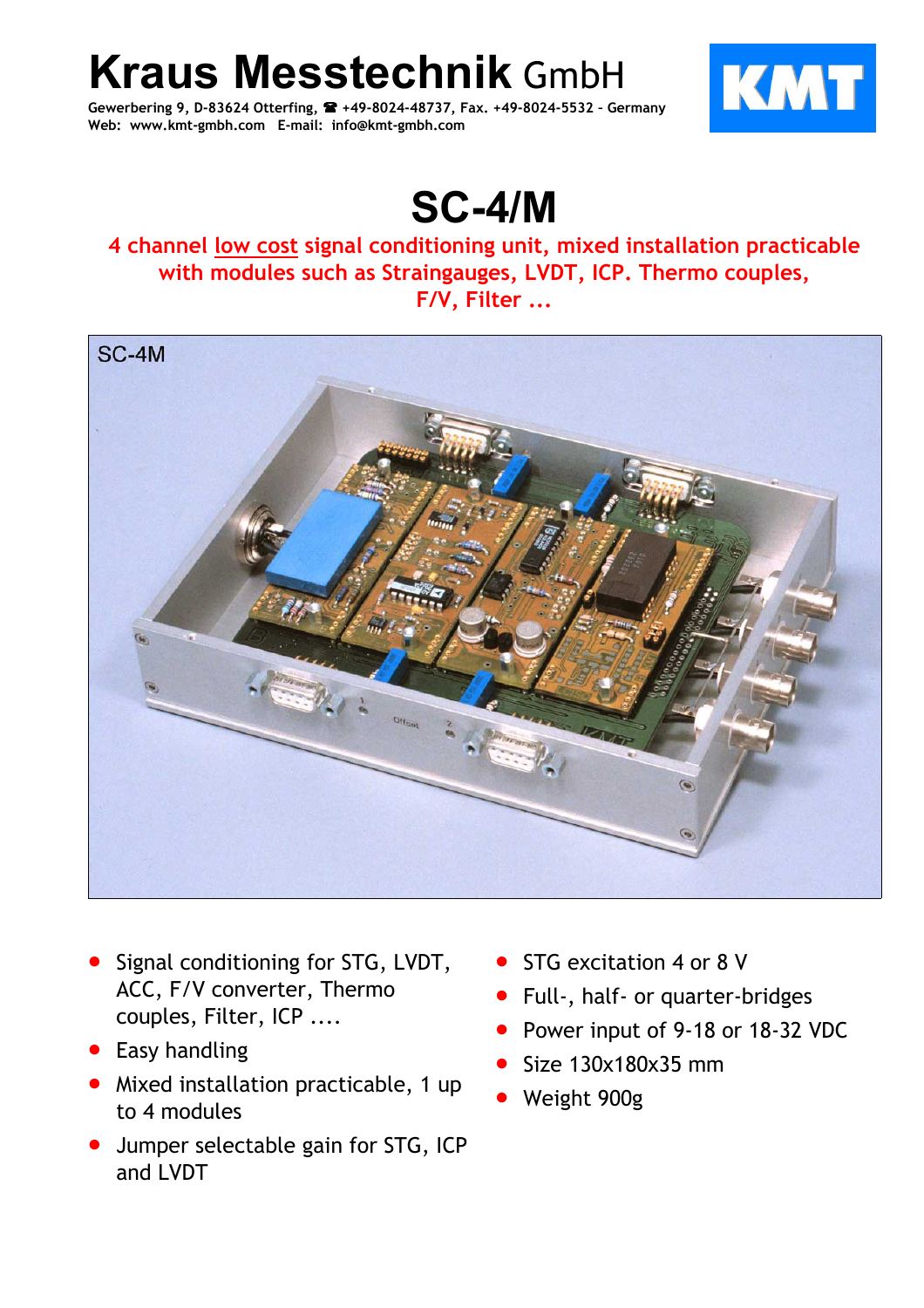# Kraus Messtechnik GmbH

Gewerbering 9, D-83624 Otterfing, ☎ +49-8024-48737, Fax. +49-8024-5532 – Germany
Web: www.kmt-gmbh.com E-mail: info@kmt-gmbh.com

KMT

# SC-4/M

**4 channel low cost signal conditioning unit, mixed installation practicable with modules such as Straingauges, LVDT, ICP. Thermo couples, F/V, Filter ...**

- Signal conditioning for STG, LVDT, ACC, F/V converter, Thermo couples, Filter, ICP ....
- Easy handling
- Mixed installation practicable, 1 up to 4 modules
- Jumper selectable gain for STG, ICP and LVDT
- STG excitation 4 or 8 V
- Full-, half- or quarter-bridges
- Power input of 9-18 or 18-32 VDC
- Size 130x180x35 mm
- Weight 900g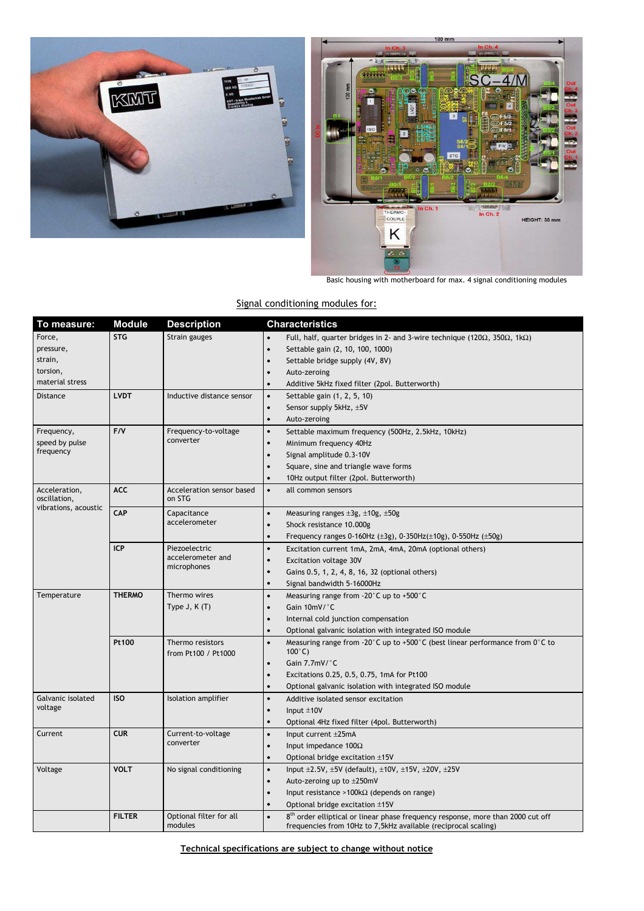Basic housing with motherboard for max. 4 signal conditioning modules

Signal conditioning modules for:

| To measure: | Module | Description | Characteristics |
|---|---|---|---|
| Force, pressure, strain, torsion, material stress | **STG** | Strain gauges | • Full, half, quarter bridges in 2- and 3-wire technique (120Ω, 350Ω, 1kΩ)<br>• Settable gain (2, 10, 100, 1000)<br>• Settable bridge supply (4V, 8V)<br>• Auto-zeroing<br>• Additive 5kHz fixed filter (2pol. Butterworth) |
| Distance | **LVDT** | Inductive distance sensor | • Settable gain (1, 2, 5, 10)<br>• Sensor supply 5kHz, ±5V<br>• Auto-zeroing |
| Frequency, speed by pulse frequency | **F/V** | Frequency-to-voltage converter | • Settable maximum frequency (500Hz, 2.5kHz, 10kHz)<br>• Minimum frequency 40Hz<br>• Signal amplitude 0.3-10V<br>• Square, sine and triangle wave forms<br>• 10Hz output filter (2pol. Butterworth) |
| Acceleration, oscillation, vibrations, acoustic | **ACC** | Acceleration sensor based on STG | • all common sensors |
| | **CAP** | Capacitance accelerometer | • Measuring ranges ±3g, ±10g, ±50g<br>• Shock resistance 10.000g<br>• Frequency ranges 0-160Hz (±3g), 0-350Hz(±10g), 0-550Hz (±50g) |
| | **ICP** | Piezoelectric accelerometer and microphones | • Excitation current 1mA, 2mA, 4mA, 20mA (optional others)<br>• Excitation voltage 30V<br>• Gains 0.5, 1, 2, 4, 8, 16, 32 (optional others)<br>• Signal bandwidth 5-16000Hz |
| Temperature | **THERMO** | Thermo wires Type J, K (T) | • Measuring range from -20°C up to +500°C<br>• Gain 10mV/°C<br>• Internal cold junction compensation<br>• Optional galvanic isolation with integrated ISO module |
| | **Pt100** | Thermo resistors from Pt100 / Pt1000 | • Measuring range from -20°C up to +500°C (best linear performance from 0°C to 100°C)<br>• Gain 7.7mV/°C<br>• Excitations 0.25, 0.5, 0.75, 1mA for Pt100<br>• Optional galvanic isolation with integrated ISO module |
| Galvanic isolated voltage | **ISO** | Isolation amplifier | • Additive isolated sensor excitation<br>• Input ±10V<br>• Optional 4Hz fixed filter (4pol. Butterworth) |
| Current | **CUR** | Current-to-voltage converter | • Input current ±25mA<br>• Input impedance 100Ω<br>• Optional bridge excitation ±15V |
| Voltage | **VOLT** | No signal conditioning | • Input ±2.5V, ±5V (default), ±10V, ±15V, ±20V, ±25V<br>• Auto-zeroing up to ±250mV<br>• Input resistance >100kΩ (depends on range)<br>• Optional bridge excitation ±15V |
| | **FILTER** | Optional filter for all modules | • 8th order elliptical or linear phase frequency response, more than 2000 cut off frequencies from 10Hz to 7,5kHz available (reciprocal scaling) |

**Technical specifications are subject to change without notice**